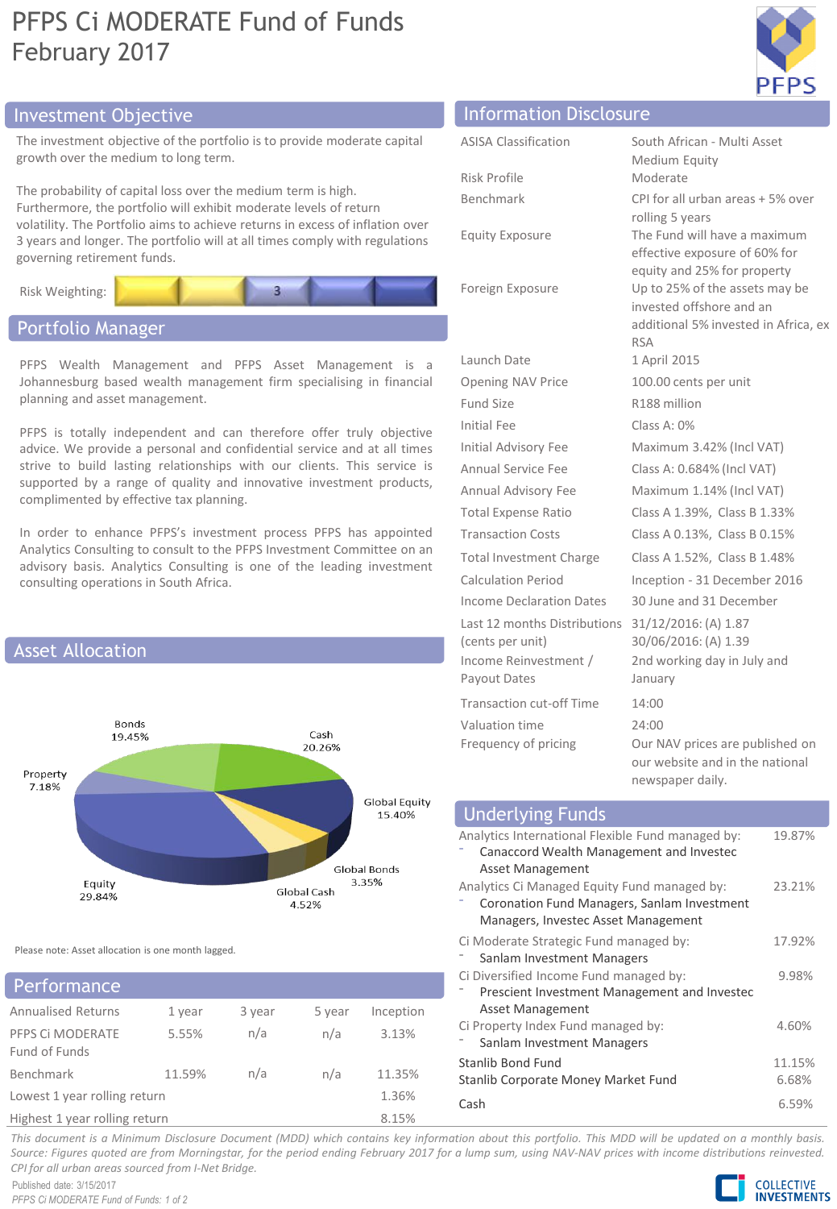# PFPS Ci MODERATE Fund of Funds
## February 2017

## Investment Objective

The investment objective of the portfolio is to provide moderate capital growth over the medium to long term.

The probability of capital loss over the medium term is high. Furthermore, the portfolio will exhibit moderate levels of return volatility. The Portfolio aims to achieve returns in excess of inflation over 3 years and longer. The portfolio will at all times comply with regulations governing retirement funds.

Risk Weighting: 3

## Portfolio Manager

PFPS Wealth Management and PFPS Asset Management is a Johannesburg based wealth management firm specialising in financial planning and asset management.

PFPS is totally independent and can therefore offer truly objective advice. We provide a personal and confidential service and at all times strive to build lasting relationships with our clients. This service is supported by a range of quality and innovative investment products, complimented by effective tax planning.

In order to enhance PFPS's investment process PFPS has appointed Analytics Consulting to consult to the PFPS Investment Committee on an advisory basis. Analytics Consulting is one of the leading investment consulting operations in South Africa.

## Asset Allocation

| Asset | Allocation |
|---|---|
| Bonds | 19.45% |
| Cash | 20.26% |
| Global Equity | 15.40% |
| Global Bonds | 3.35% |
| Global Cash | 4.52% |
| Equity | 29.84% |
| Property | 7.18% |

Please note: Asset allocation is one month lagged.

## Performance

| Annualised Returns | 1 year | 3 year | 5 year | Inception |
|---|---|---|---|---|
| PFPS Ci MODERATE Fund of Funds | 5.55% | n/a | n/a | 3.13% |
| Benchmark | 11.59% | n/a | n/a | 11.35% |
| Lowest 1 year rolling return | | | | 1.36% |
| Highest 1 year rolling return | | | | 8.15% |

## Information Disclosure

| | |
|---|---|
| ASISA Classification | South African - Multi Asset Medium Equity |
| Risk Profile | Moderate |
| Benchmark | CPI for all urban areas + 5% over rolling 5 years |
| Equity Exposure | The Fund will have a maximum effective exposure of 60% for equity and 25% for property |
| Foreign Exposure | Up to 25% of the assets may be invested offshore and an additional 5% invested in Africa, ex RSA |
| Launch Date | 1 April 2015 |
| Opening NAV Price | 100.00 cents per unit |
| Fund Size | R188 million |
| Initial Fee | Class A: 0% |
| Initial Advisory Fee | Maximum 3.42% (Incl VAT) |
| Annual Service Fee | Class A: 0.684% (Incl VAT) |
| Annual Advisory Fee | Maximum 1.14% (Incl VAT) |
| Total Expense Ratio | Class A 1.39%, Class B 1.33% |
| Transaction Costs | Class A 0.13%, Class B 0.15% |
| Total Investment Charge | Class A 1.52%, Class B 1.48% |
| Calculation Period | Inception - 31 December 2016 |
| Income Declaration Dates | 30 June and 31 December |
| Last 12 months Distributions (cents per unit) | 31/12/2016: (A) 1.87<br>30/06/2016: (A) 1.39 |
| Income Reinvestment / Payout Dates | 2nd working day in July and January |
| Transaction cut-off Time | 14:00 |
| Valuation time | 24:00 |
| Frequency of pricing | Our NAV prices are published on our website and in the national newspaper daily. |

## Underlying Funds

| Fund | Weight |
|---|---|
| Analytics International Flexible Fund managed by:<br>- Canaccord Wealth Management and Investec Asset Management | 19.87% |
| Analytics Ci Managed Equity Fund managed by:<br>- Coronation Fund Managers, Sanlam Investment Managers, Investec Asset Management | 23.21% |
| Ci Moderate Strategic Fund managed by:<br>- Sanlam Investment Managers | 17.92% |
| Ci Diversified Income Fund managed by:<br>- Prescient Investment Management and Investec Asset Management | 9.98% |
| Ci Property Index Fund managed by:<br>- Sanlam Investment Managers | 4.60% |
| Stanlib Bond Fund | 11.15% |
| Stanlib Corporate Money Market Fund | 6.68% |
| Cash | 6.59% |

*This document is a Minimum Disclosure Document (MDD) which contains key information about this portfolio. This MDD will be updated on a monthly basis. Source: Figures quoted are from Morningstar, for the period ending February 2017 for a lump sum, using NAV-NAV prices with income distributions reinvested. CPI for all urban areas sourced from I-Net Bridge.*

Published date: 3/15/2017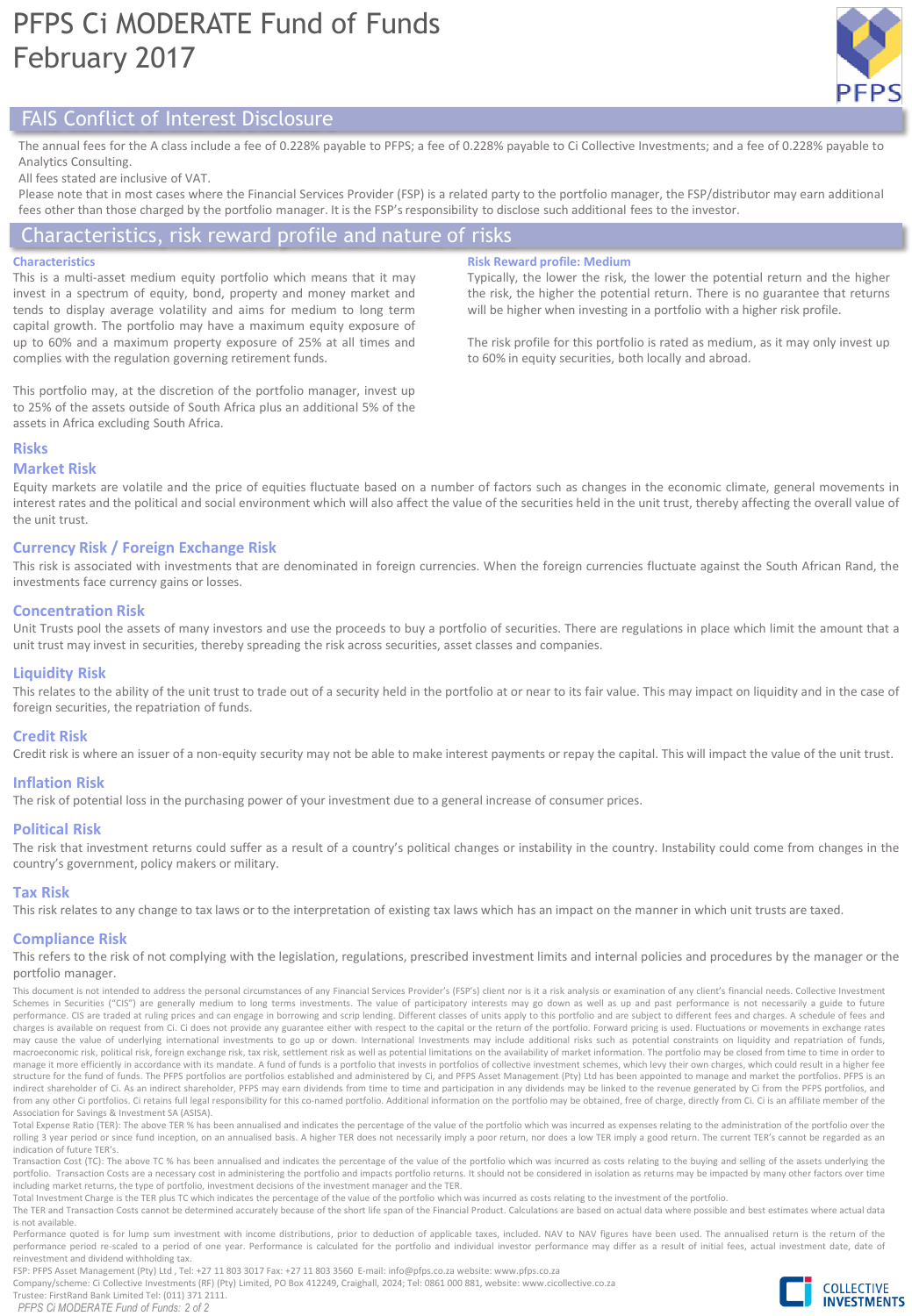# PFPS Ci MODERATE Fund of Funds
February 2017

## FAIS Conflict of Interest Disclosure

The annual fees for the A class include a fee of 0.228% payable to PFPS; a fee of 0.228% payable to Ci Collective Investments; and a fee of 0.228% payable to Analytics Consulting.

All fees stated are inclusive of VAT.

Please note that in most cases where the Financial Services Provider (FSP) is a related party to the portfolio manager, the FSP/distributor may earn additional fees other than those charged by the portfolio manager. It is the FSP's responsibility to disclose such additional fees to the investor.

## Characteristics, risk reward profile and nature of risks

### Characteristics

This is a multi-asset medium equity portfolio which means that it may invest in a spectrum of equity, bond, property and money market and tends to display average volatility and aims for medium to long term capital growth. The portfolio may have a maximum equity exposure of up to 60% and a maximum property exposure of 25% at all times and complies with the regulation governing retirement funds.

This portfolio may, at the discretion of the portfolio manager, invest up to 25% of the assets outside of South Africa plus an additional 5% of the assets in Africa excluding South Africa.

### Risk Reward profile: Medium

Typically, the lower the risk, the lower the potential return and the higher the risk, the higher the potential return. There is no guarantee that returns will be higher when investing in a portfolio with a higher risk profile.

The risk profile for this portfolio is rated as medium, as it may only invest up to 60% in equity securities, both locally and abroad.

### Risks

#### Market Risk

Equity markets are volatile and the price of equities fluctuate based on a number of factors such as changes in the economic climate, general movements in interest rates and the political and social environment which will also affect the value of the securities held in the unit trust, thereby affecting the overall value of the unit trust.

#### Currency Risk / Foreign Exchange Risk

This risk is associated with investments that are denominated in foreign currencies. When the foreign currencies fluctuate against the South African Rand, the investments face currency gains or losses.

#### Concentration Risk

Unit Trusts pool the assets of many investors and use the proceeds to buy a portfolio of securities. There are regulations in place which limit the amount that a unit trust may invest in securities, thereby spreading the risk across securities, asset classes and companies.

#### Liquidity Risk

This relates to the ability of the unit trust to trade out of a security held in the portfolio at or near to its fair value. This may impact on liquidity and in the case of foreign securities, the repatriation of funds.

#### Credit Risk

Credit risk is where an issuer of a non-equity security may not be able to make interest payments or repay the capital. This will impact the value of the unit trust.

#### Inflation Risk

The risk of potential loss in the purchasing power of your investment due to a general increase of consumer prices.

#### Political Risk

The risk that investment returns could suffer as a result of a country's political changes or instability in the country. Instability could come from changes in the country's government, policy makers or military.

#### Tax Risk

This risk relates to any change to tax laws or to the interpretation of existing tax laws which has an impact on the manner in which unit trusts are taxed.

#### Compliance Risk

This refers to the risk of not complying with the legislation, regulations, prescribed investment limits and internal policies and procedures by the manager or the portfolio manager.

This document is not intended to address the personal circumstances of any Financial Services Provider's (FSP's) client nor is it a risk analysis or examination of any client's financial needs. Collective Investment Schemes in Securities ("CIS") are generally medium to long terms investments. The value of participatory interests may go down as well as up and past performance is not necessarily a guide to future performance. CIS are traded at ruling prices and can engage in borrowing and scrip lending. Different classes of units apply to this portfolio and are subject to different fees and charges. A schedule of fees and charges is available on request from Ci. Ci does not provide any guarantee either with respect to the capital or the return of the portfolio. Forward pricing is used. Fluctuations or movements in exchange rates may cause the value of underlying international investments to go up or down. International Investments may include additional risks such as potential constraints on liquidity and repatriation of funds, macroeconomic risk, political risk, foreign exchange risk, tax risk, settlement risk as well as potential limitations on the availability of market information. The portfolio may be closed from time to time in order to manage it more efficiently in accordance with its mandate. A fund of funds is a portfolio that invests in portfolios of collective investment schemes, which levy their own charges, which could result in a higher fee structure for the fund of funds. The PFPS portfolios are portfolios established and administered by Ci, and PFPS Asset Management (Pty) Ltd has been appointed to manage and market the portfolios. PFPS is an indirect shareholder of Ci. As an indirect shareholder, PFPS may earn dividends from time to time and participation in any dividends may be linked to the revenue generated by Ci from the PFPS portfolios, and from any other Ci portfolios. Ci retains full legal responsibility for this co-named portfolio. Additional information on the portfolio may be obtained, free of charge, directly from Ci. Ci is an affiliate member of the Association for Savings & Investment SA (ASISA).

Total Expense Ratio (TER): The above TER % has been annualised and indicates the percentage of the value of the portfolio which was incurred as expenses relating to the administration of the portfolio over the rolling 3 year period or since fund inception, on an annualised basis. A higher TER does not necessarily imply a poor return, nor does a low TER imply a good return. The current TER's cannot be regarded as an indication of future TER's.

Transaction Cost (TC): The above TC % has been annualised and indicates the percentage of the value of the portfolio which was incurred as costs relating to the buying and selling of the assets underlying the portfolio. Transaction Costs are a necessary cost in administering the portfolio and impacts portfolio returns. It should not be considered in isolation as returns may be impacted by many other factors over time including market returns, the type of portfolio, investment decisions of the investment manager and the TER.

Total Investment Charge is the TER plus TC which indicates the percentage of the value of the portfolio which was incurred as costs relating to the investment of the portfolio.

The TER and Transaction Costs cannot be determined accurately because of the short life span of the Financial Product. Calculations are based on actual data where possible and best estimates where actual data is not available.

Performance quoted is for lump sum investment with income distributions, prior to deduction of applicable taxes, included. NAV to NAV figures have been used. The annualised return is the return of the performance period re-scaled to a period of one year. Performance is calculated for the portfolio and individual investor performance may differ as a result of initial fees, actual investment date, date of reinvestment and dividend withholding tax.

FSP: PFPS Asset Management (Pty) Ltd , Tel: +27 11 803 3017 Fax: +27 11 803 3560 E-mail: info@pfps.co.za website: www.pfps.co.za

Company/scheme: Ci Collective Investments (RF) (Pty) Limited, PO Box 412249, Craighall, 2024; Tel: 0861 000 881, website: www.cicollective.co.za

Trustee: FirstRand Bank Limited Tel: (011) 371 2111.